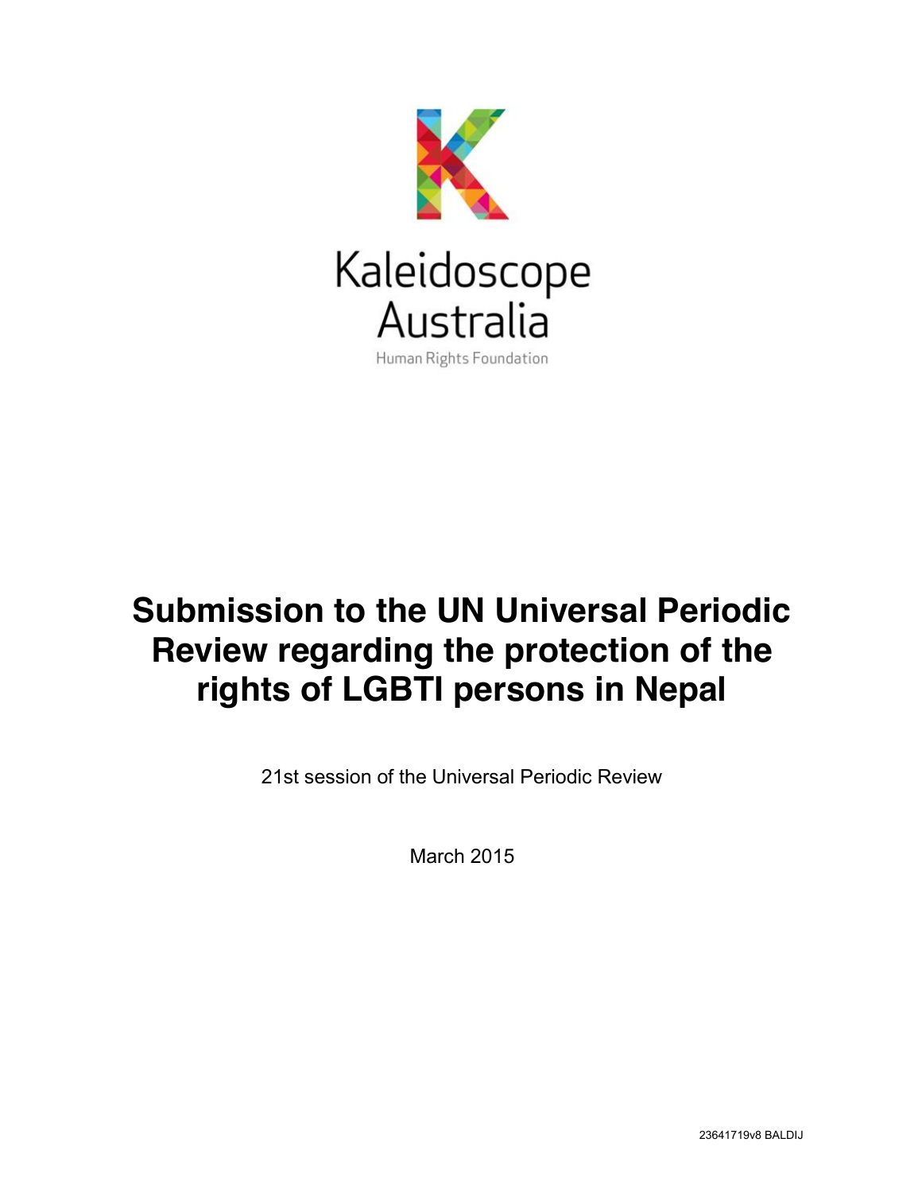Kaleidoscope Australia

Human Rights Foundation

# Submission to the UN Universal Periodic Review regarding the protection of the rights of LGBTI persons in Nepal

21st session of the Universal Periodic Review

March 2015

23641719v8 BALDIJ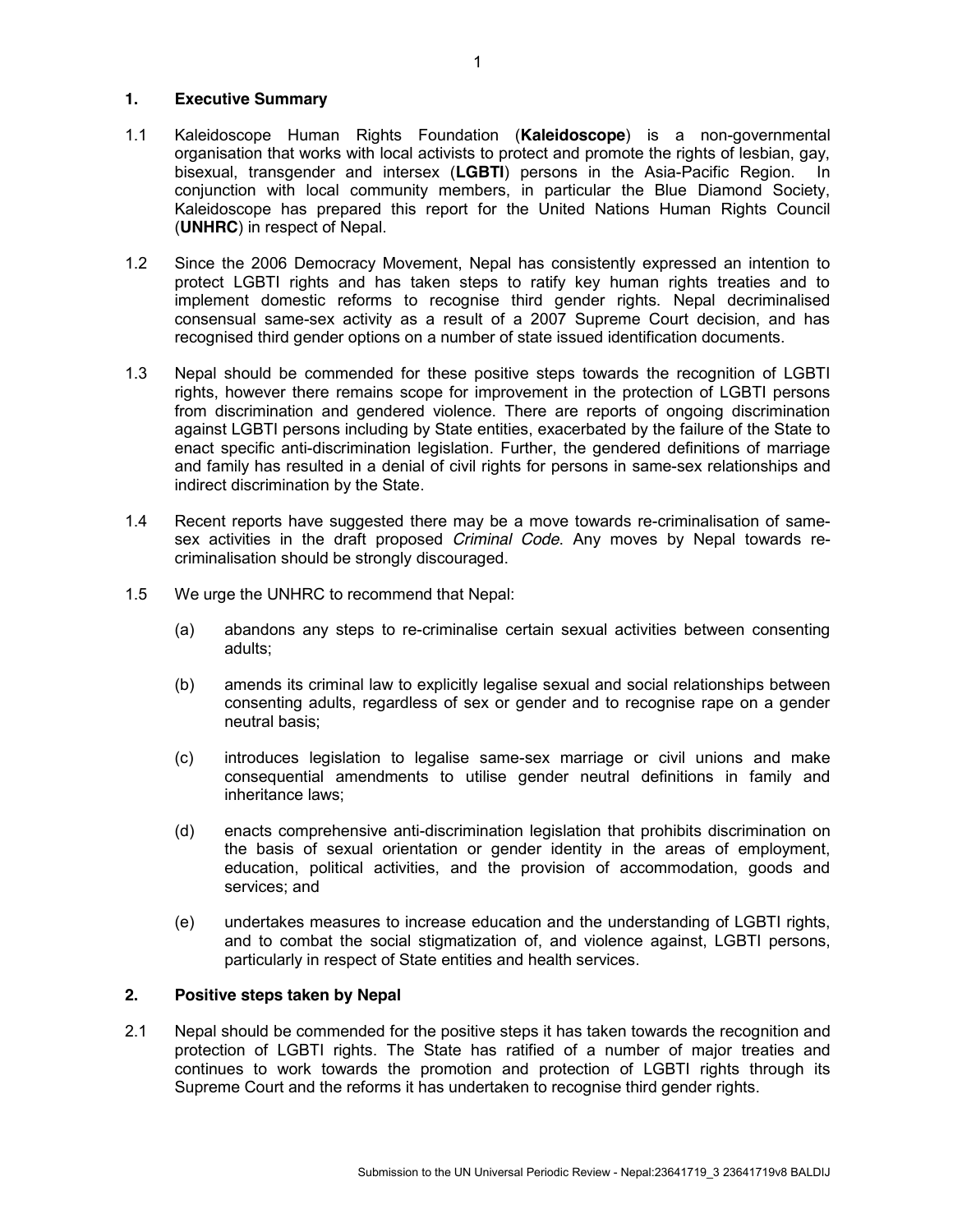## 1. Executive Summary

1.1 Kaleidoscope Human Rights Foundation (**Kaleidoscope**) is a non-governmental organisation that works with local activists to protect and promote the rights of lesbian, gay, bisexual, transgender and intersex (**LGBTI**) persons in the Asia-Pacific Region. In conjunction with local community members, in particular the Blue Diamond Society, Kaleidoscope has prepared this report for the United Nations Human Rights Council (**UNHRC**) in respect of Nepal.

1.2 Since the 2006 Democracy Movement, Nepal has consistently expressed an intention to protect LGBTI rights and has taken steps to ratify key human rights treaties and to implement domestic reforms to recognise third gender rights. Nepal decriminalised consensual same-sex activity as a result of a 2007 Supreme Court decision, and has recognised third gender options on a number of state issued identification documents.

1.3 Nepal should be commended for these positive steps towards the recognition of LGBTI rights, however there remains scope for improvement in the protection of LGBTI persons from discrimination and gendered violence. There are reports of ongoing discrimination against LGBTI persons including by State entities, exacerbated by the failure of the State to enact specific anti-discrimination legislation. Further, the gendered definitions of marriage and family has resulted in a denial of civil rights for persons in same-sex relationships and indirect discrimination by the State.

1.4 Recent reports have suggested there may be a move towards re-criminalisation of same-sex activities in the draft proposed *Criminal Code*. Any moves by Nepal towards re-criminalisation should be strongly discouraged.

1.5 We urge the UNHRC to recommend that Nepal:

(a) abandons any steps to re-criminalise certain sexual activities between consenting adults;

(b) amends its criminal law to explicitly legalise sexual and social relationships between consenting adults, regardless of sex or gender and to recognise rape on a gender neutral basis;

(c) introduces legislation to legalise same-sex marriage or civil unions and make consequential amendments to utilise gender neutral definitions in family and inheritance laws;

(d) enacts comprehensive anti-discrimination legislation that prohibits discrimination on the basis of sexual orientation or gender identity in the areas of employment, education, political activities, and the provision of accommodation, goods and services; and

(e) undertakes measures to increase education and the understanding of LGBTI rights, and to combat the social stigmatization of, and violence against, LGBTI persons, particularly in respect of State entities and health services.

## 2. Positive steps taken by Nepal

2.1 Nepal should be commended for the positive steps it has taken towards the recognition and protection of LGBTI rights. The State has ratified of a number of major treaties and continues to work towards the promotion and protection of LGBTI rights through its Supreme Court and the reforms it has undertaken to recognise third gender rights.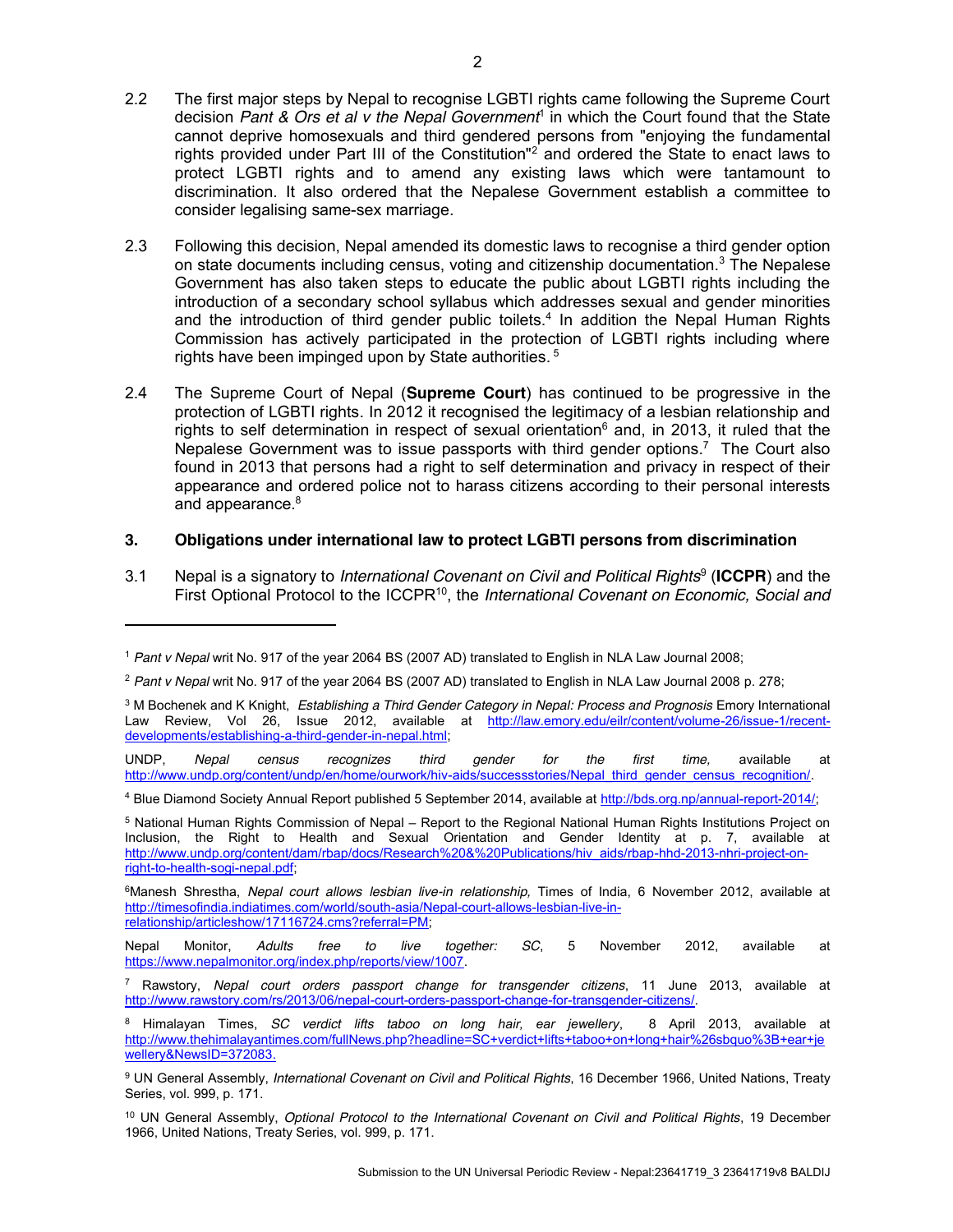2.2 The first major steps by Nepal to recognise LGBTI rights came following the Supreme Court decision *Pant & Ors et al v the Nepal Government*[1] in which the Court found that the State cannot deprive homosexuals and third gendered persons from "enjoying the fundamental rights provided under Part III of the Constitution"[2] and ordered the State to enact laws to protect LGBTI rights and to amend any existing laws which were tantamount to discrimination. It also ordered that the Nepalese Government establish a committee to consider legalising same-sex marriage.

2.3 Following this decision, Nepal amended its domestic laws to recognise a third gender option on state documents including census, voting and citizenship documentation.[3] The Nepalese Government has also taken steps to educate the public about LGBTI rights including the introduction of a secondary school syllabus which addresses sexual and gender minorities and the introduction of third gender public toilets.[4] In addition the Nepal Human Rights Commission has actively participated in the protection of LGBTI rights including where rights have been impinged upon by State authorities.[5]

2.4 The Supreme Court of Nepal (**Supreme Court**) has continued to be progressive in the protection of LGBTI rights. In 2012 it recognised the legitimacy of a lesbian relationship and rights to self determination in respect of sexual orientation[6] and, in 2013, it ruled that the Nepalese Government was to issue passports with third gender options.[7] The Court also found in 2013 that persons had a right to self determination and privacy in respect of their appearance and ordered police not to harass citizens according to their personal interests and appearance.[8]

## 3. Obligations under international law to protect LGBTI persons from discrimination

3.1 Nepal is a signatory to *International Covenant on Civil and Political Rights*[9] (**ICCPR**) and the First Optional Protocol to the ICCPR[10], the *International Covenant on Economic, Social and*

---

[1] *Pant v Nepal* writ No. 917 of the year 2064 BS (2007 AD) translated to English in NLA Law Journal 2008;

[2] *Pant v Nepal* writ No. 917 of the year 2064 BS (2007 AD) translated to English in NLA Law Journal 2008 p. 278;

[3] M Bochenek and K Knight, *Establishing a Third Gender Category in Nepal: Process and Prognosis* Emory International Law Review, Vol 26, Issue 2012, available at http://law.emory.edu/eilr/content/volume-26/issue-1/recent-developments/establishing-a-third-gender-in-nepal.html;

UNDP, *Nepal census recognizes third gender for the first time,* available at http://www.undp.org/content/undp/en/home/ourwork/hiv-aids/successstories/Nepal_third_gender_census_recognition/.

[4] Blue Diamond Society Annual Report published 5 September 2014, available at http://bds.org.np/annual-report-2014/;

[5] National Human Rights Commission of Nepal – Report to the Regional National Human Rights Institutions Project on Inclusion, the Right to Health and Sexual Orientation and Gender Identity at p. 7, available at http://www.undp.org/content/dam/rbap/docs/Research%20&%20Publications/hiv_aids/rbap-hhd-2013-nhri-project-on-right-to-health-sogi-nepal.pdf;

[6] Manesh Shrestha, *Nepal court allows lesbian live-in relationship,* Times of India, 6 November 2012, available at http://timesofindia.indiatimes.com/world/south-asia/Nepal-court-allows-lesbian-live-in-relationship/articleshow/17116724.cms?referral=PM;

Nepal Monitor, *Adults free to live together: SC*, 5 November 2012, available at https://www.nepalmonitor.org/index.php/reports/view/1007.

[7] Rawstory, *Nepal court orders passport change for transgender citizens*, 11 June 2013, available at http://www.rawstory.com/rs/2013/06/nepal-court-orders-passport-change-for-transgender-citizens/.

[8] Himalayan Times, *SC verdict lifts taboo on long hair, ear jewellery*, 8 April 2013, available at http://www.thehimalayantimes.com/fullNews.php?headline=SC+verdict+lifts+taboo+on+long+hair%26sbquo%3B+ear+jewellery&NewsID=372083.

[9] UN General Assembly, *International Covenant on Civil and Political Rights*, 16 December 1966, United Nations, Treaty Series, vol. 999, p. 171.

[10] UN General Assembly, *Optional Protocol to the International Covenant on Civil and Political Rights*, 19 December 1966, United Nations, Treaty Series, vol. 999, p. 171.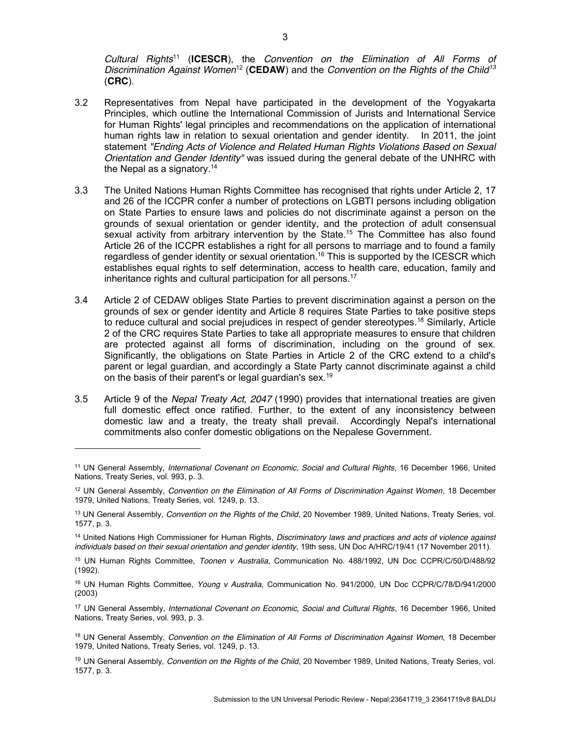*Cultural Rights*[11] (**ICESCR**), the *Convention on the Elimination of All Forms of Discrimination Against Women*[12] (**CEDAW**) and the *Convention on the Rights of the Child*[13] (**CRC**).

3.2 Representatives from Nepal have participated in the development of the Yogyakarta Principles, which outline the International Commission of Jurists and International Service for Human Rights' legal principles and recommendations on the application of international human rights law in relation to sexual orientation and gender identity. In 2011, the joint statement *"Ending Acts of Violence and Related Human Rights Violations Based on Sexual Orientation and Gender Identity"* was issued during the general debate of the UNHRC with the Nepal as a signatory.[14]

3.3 The United Nations Human Rights Committee has recognised that rights under Article 2, 17 and 26 of the ICCPR confer a number of protections on LGBTI persons including obligation on State Parties to ensure laws and policies do not discriminate against a person on the grounds of sexual orientation or gender identity, and the protection of adult consensual sexual activity from arbitrary intervention by the State.[15] The Committee has also found Article 26 of the ICCPR establishes a right for all persons to marriage and to found a family regardless of gender identity or sexual orientation.[16] This is supported by the ICESCR which establishes equal rights to self determination, access to health care, education, family and inheritance rights and cultural participation for all persons.[17]

3.4 Article 2 of CEDAW obliges State Parties to prevent discrimination against a person on the grounds of sex or gender identity and Article 8 requires State Parties to take positive steps to reduce cultural and social prejudices in respect of gender stereotypes.[18] Similarly, Article 2 of the CRC requires State Parties to take all appropriate measures to ensure that children are protected against all forms of discrimination, including on the ground of sex. Significantly, the obligations on State Parties in Article 2 of the CRC extend to a child's parent or legal guardian, and accordingly a State Party cannot discriminate against a child on the basis of their parent's or legal guardian's sex.[19]

3.5 Article 9 of the *Nepal Treaty Act, 2047* (1990) provides that international treaties are given full domestic effect once ratified. Further, to the extent of any inconsistency between domestic law and a treaty, the treaty shall prevail. Accordingly Nepal's international commitments also confer domestic obligations on the Nepalese Government.

---

[11] UN General Assembly, *International Covenant on Economic, Social and Cultural Rights*, 16 December 1966, United Nations, Treaty Series, vol. 993, p. 3.

[12] UN General Assembly, *Convention on the Elimination of All Forms of Discrimination Against Women*, 18 December 1979, United Nations, Treaty Series, vol. 1249, p. 13.

[13] UN General Assembly, *Convention on the Rights of the Child*, 20 November 1989, United Nations, Treaty Series, vol. 1577, p. 3.

[14] United Nations High Commissioner for Human Rights, *Discriminatory laws and practices and acts of violence against individuals based on their sexual orientation and gender identity*, 19th sess, UN Doc A/HRC/19/41 (17 November 2011).

[15] UN Human Rights Committee, *Toonen v Australia*, Communication No. 488/1992, UN Doc CCPR/C/50/D/488/92 (1992).

[16] UN Human Rights Committee, *Young v Australia*, Communication No. 941/2000, UN Doc CCPR/C/78/D/941/2000 (2003)

[17] UN General Assembly, *International Covenant on Economic, Social and Cultural Rights*, 16 December 1966, United Nations, Treaty Series, vol. 993, p. 3.

[18] UN General Assembly, *Convention on the Elimination of All Forms of Discrimination Against Women*, 18 December 1979, United Nations, Treaty Series, vol. 1249, p. 13.

[19] UN General Assembly, *Convention on the Rights of the Child*, 20 November 1989, United Nations, Treaty Series, vol. 1577, p. 3.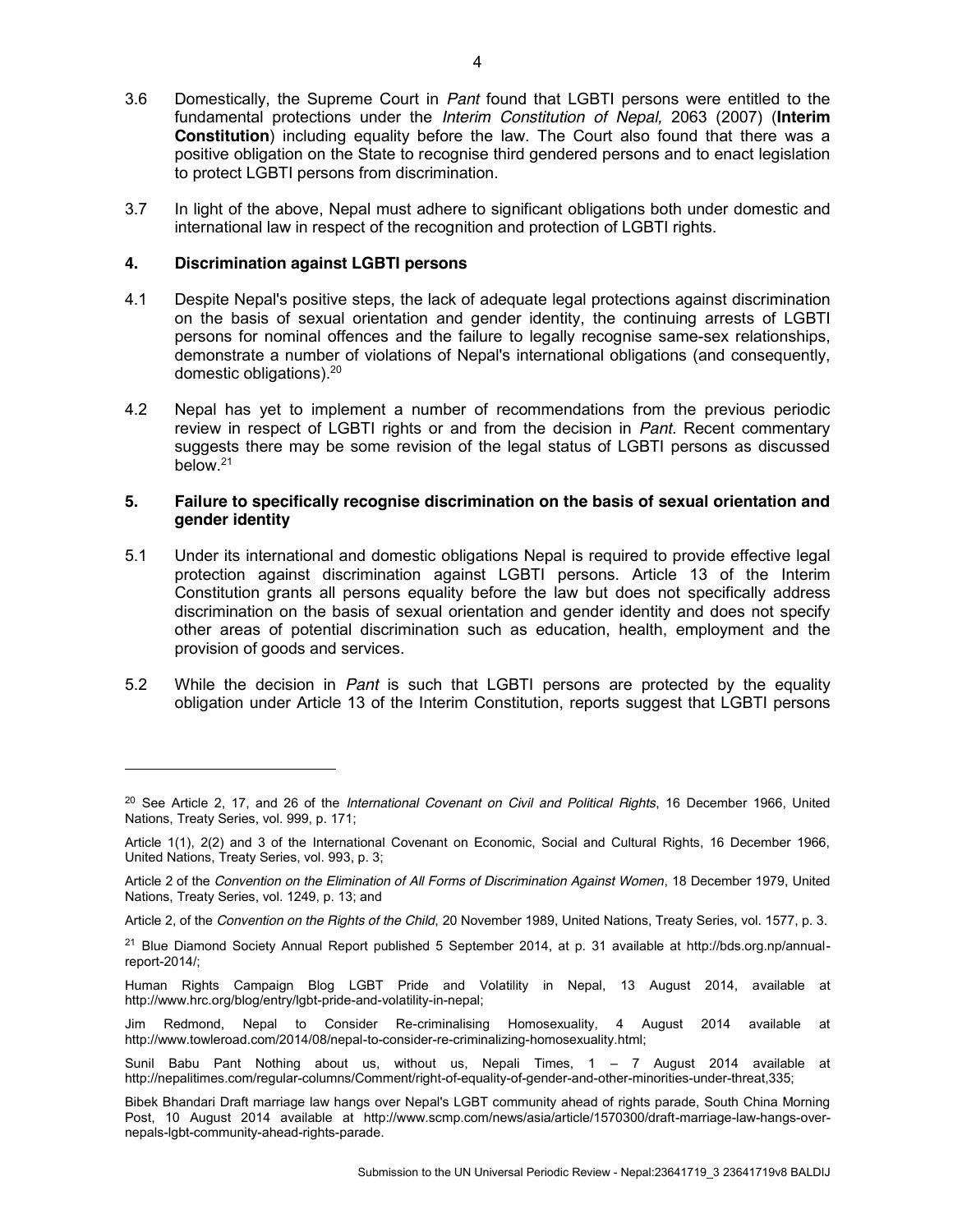3.6 Domestically, the Supreme Court in *Pant* found that LGBTI persons were entitled to the fundamental protections under the *Interim Constitution of Nepal,* 2063 (2007) (**Interim Constitution**) including equality before the law. The Court also found that there was a positive obligation on the State to recognise third gendered persons and to enact legislation to protect LGBTI persons from discrimination.

3.7 In light of the above, Nepal must adhere to significant obligations both under domestic and international law in respect of the recognition and protection of LGBTI rights.

## 4. Discrimination against LGBTI persons

4.1 Despite Nepal's positive steps, the lack of adequate legal protections against discrimination on the basis of sexual orientation and gender identity, the continuing arrests of LGBTI persons for nominal offences and the failure to legally recognise same-sex relationships, demonstrate a number of violations of Nepal's international obligations (and consequently, domestic obligations).[20]

4.2 Nepal has yet to implement a number of recommendations from the previous periodic review in respect of LGBTI rights or and from the decision in *Pant*. Recent commentary suggests there may be some revision of the legal status of LGBTI persons as discussed below.[21]

## 5. Failure to specifically recognise discrimination on the basis of sexual orientation and gender identity

5.1 Under its international and domestic obligations Nepal is required to provide effective legal protection against discrimination against LGBTI persons. Article 13 of the Interim Constitution grants all persons equality before the law but does not specifically address discrimination on the basis of sexual orientation and gender identity and does not specify other areas of potential discrimination such as education, health, employment and the provision of goods and services.

5.2 While the decision in *Pant* is such that LGBTI persons are protected by the equality obligation under Article 13 of the Interim Constitution, reports suggest that LGBTI persons

---

[20] See Article 2, 17, and 26 of the *International Covenant on Civil and Political Rights*, 16 December 1966, United Nations, Treaty Series, vol. 999, p. 171;

Article 1(1), 2(2) and 3 of the International Covenant on Economic, Social and Cultural Rights, 16 December 1966, United Nations, Treaty Series, vol. 993, p. 3;

Article 2 of the *Convention on the Elimination of All Forms of Discrimination Against Women*, 18 December 1979, United Nations, Treaty Series, vol. 1249, p. 13; and

Article 2, of the *Convention on the Rights of the Child*, 20 November 1989, United Nations, Treaty Series, vol. 1577, p. 3.

[21] Blue Diamond Society Annual Report published 5 September 2014, at p. 31 available at http://bds.org.np/annual-report-2014/;

Human Rights Campaign Blog LGBT Pride and Volatility in Nepal, 13 August 2014, available at http://www.hrc.org/blog/entry/lgbt-pride-and-volatility-in-nepal;

Jim Redmond, Nepal to Consider Re-criminalising Homosexuality, 4 August 2014 available at http://www.towleroad.com/2014/08/nepal-to-consider-re-criminalizing-homosexuality.html;

Sunil Babu Pant Nothing about us, without us, Nepali Times, 1 – 7 August 2014 available at http://nepalitimes.com/regular-columns/Comment/right-of-equality-of-gender-and-other-minorities-under-threat,335;

Bibek Bhandari Draft marriage law hangs over Nepal's LGBT community ahead of rights parade, South China Morning Post, 10 August 2014 available at http://www.scmp.com/news/asia/article/1570300/draft-marriage-law-hangs-over-nepals-lgbt-community-ahead-rights-parade.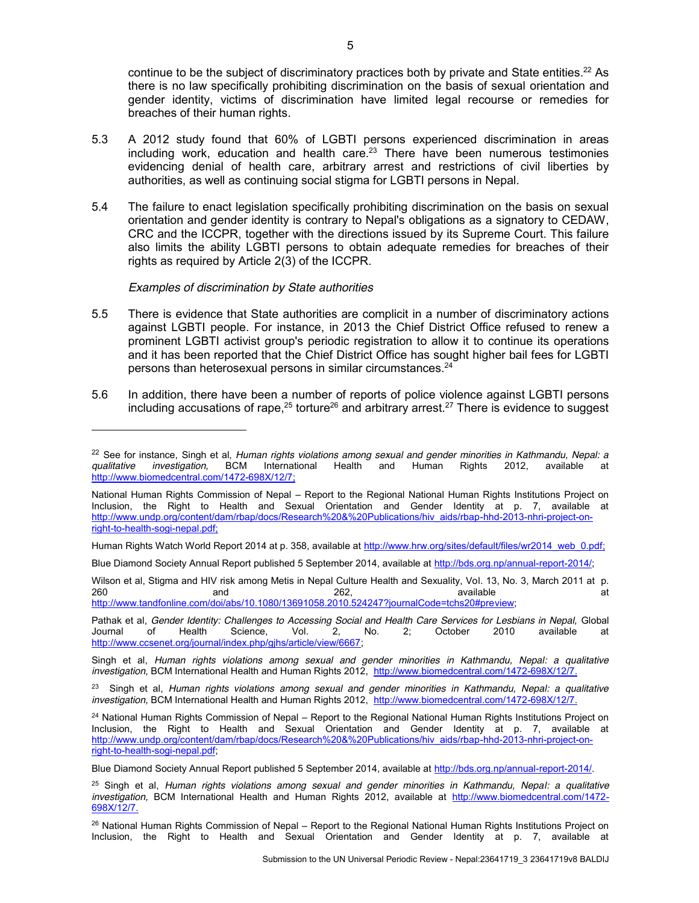continue to be the subject of discriminatory practices both by private and State entities.[22] As there is no law specifically prohibiting discrimination on the basis of sexual orientation and gender identity, victims of discrimination have limited legal recourse or remedies for breaches of their human rights.

5.3 A 2012 study found that 60% of LGBTI persons experienced discrimination in areas including work, education and health care.[23] There have been numerous testimonies evidencing denial of health care, arbitrary arrest and restrictions of civil liberties by authorities, as well as continuing social stigma for LGBTI persons in Nepal.

5.4 The failure to enact legislation specifically prohibiting discrimination on the basis on sexual orientation and gender identity is contrary to Nepal's obligations as a signatory to CEDAW, CRC and the ICCPR, together with the directions issued by its Supreme Court. This failure also limits the ability LGBTI persons to obtain adequate remedies for breaches of their rights as required by Article 2(3) of the ICCPR.

*Examples of discrimination by State authorities*

5.5 There is evidence that State authorities are complicit in a number of discriminatory actions against LGBTI people. For instance, in 2013 the Chief District Office refused to renew a prominent LGBTI activist group's periodic registration to allow it to continue its operations and it has been reported that the Chief District Office has sought higher bail fees for LGBTI persons than heterosexual persons in similar circumstances.[24]

5.6 In addition, there have been a number of reports of police violence against LGBTI persons including accusations of rape,[25] torture[26] and arbitrary arrest.[27] There is evidence to suggest

---

[22] See for instance, Singh et al, *Human rights violations among sexual and gender minorities in Kathmandu, Nepal: a qualitative investigation,* BCM International Health and Human Rights 2012, available at http://www.biomedcentral.com/1472-698X/12/7;

National Human Rights Commission of Nepal – Report to the Regional National Human Rights Institutions Project on Inclusion, the Right to Health and Sexual Orientation and Gender Identity at p. 7, available at http://www.undp.org/content/dam/rbap/docs/Research%20&%20Publications/hiv_aids/rbap-hhd-2013-nhri-project-on-right-to-health-sogi-nepal.pdf;

Human Rights Watch World Report 2014 at p. 358, available at http://www.hrw.org/sites/default/files/wr2014_web_0.pdf;

Blue Diamond Society Annual Report published 5 September 2014, available at http://bds.org.np/annual-report-2014/;

Wilson et al, Stigma and HIV risk among Metis in Nepal Culture Health and Sexuality, Vol. 13, No. 3, March 2011 at p. 260 and 262, available at http://www.tandfonline.com/doi/abs/10.1080/13691058.2010.524247?journalCode=tchs20#preview;

Pathak et al, *Gender Identity: Challenges to Accessing Social and Health Care Services for Lesbians in Nepal,* Global Journal of Health Science, Vol. 2, No. 2; October 2010 available at http://www.ccsenet.org/journal/index.php/gjhs/article/view/6667;

Singh et al, *Human rights violations among sexual and gender minorities in Kathmandu, Nepal: a qualitative investigation*, BCM International Health and Human Rights 2012, http://www.biomedcentral.com/1472-698X/12/7.

[23] Singh et al, *Human rights violations among sexual and gender minorities in Kathmandu, Nepal: a qualitative investigation,* BCM International Health and Human Rights 2012, http://www.biomedcentral.com/1472-698X/12/7.

[24] National Human Rights Commission of Nepal – Report to the Regional National Human Rights Institutions Project on Inclusion, the Right to Health and Sexual Orientation and Gender Identity at p. 7, available at http://www.undp.org/content/dam/rbap/docs/Research%20&%20Publications/hiv_aids/rbap-hhd-2013-nhri-project-on-right-to-health-sogi-nepal.pdf;

Blue Diamond Society Annual Report published 5 September 2014, available at http://bds.org.np/annual-report-2014/.

[25] Singh et al, *Human rights violations among sexual and gender minorities in Kathmandu, Nepal: a qualitative investigation,* BCM International Health and Human Rights 2012, available at http://www.biomedcentral.com/1472-698X/12/7.

[26] National Human Rights Commission of Nepal – Report to the Regional National Human Rights Institutions Project on Inclusion, the Right to Health and Sexual Orientation and Gender Identity at p. 7, available at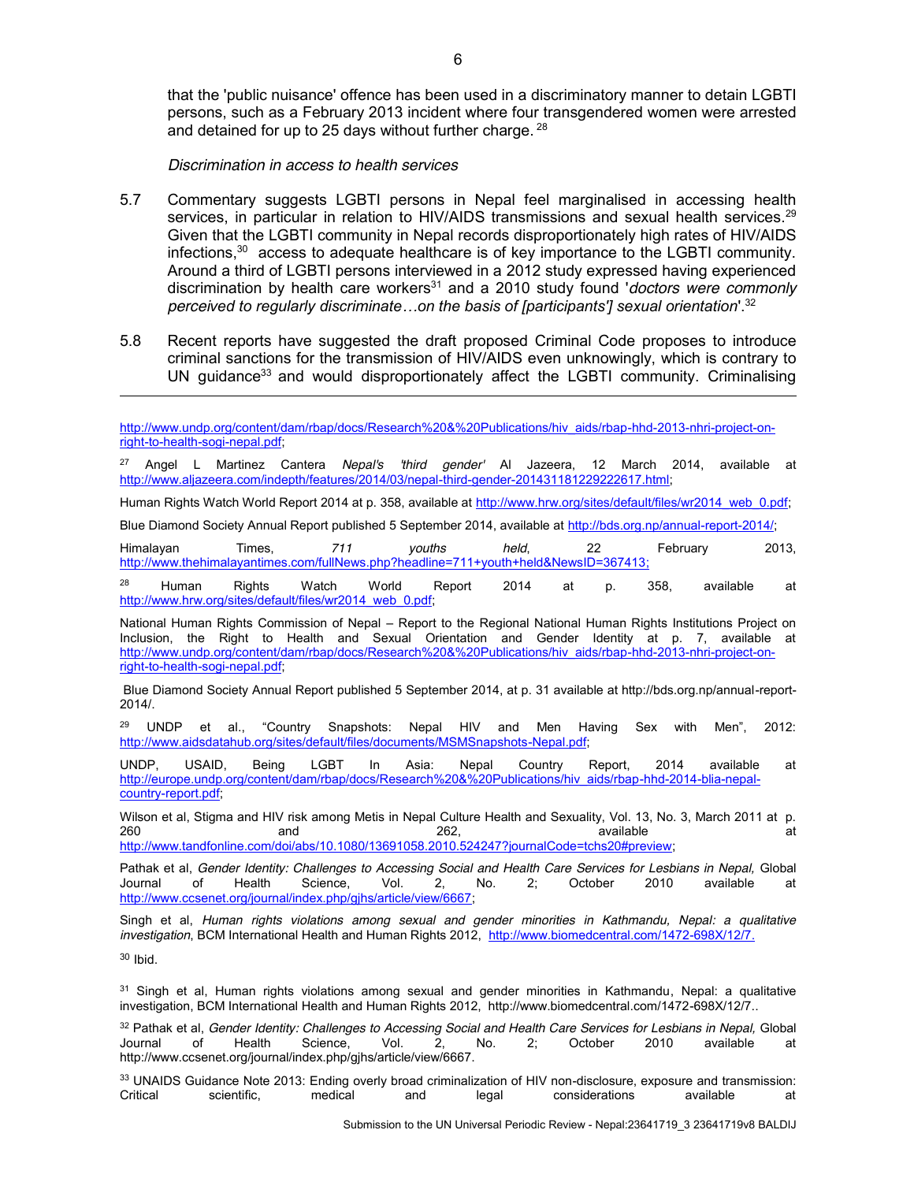that the 'public nuisance' offence has been used in a discriminatory manner to detain LGBTI persons, such as a February 2013 incident where four transgendered women were arrested and detained for up to 25 days without further charge. [28]

*Discrimination in access to health services*

5.7 Commentary suggests LGBTI persons in Nepal feel marginalised in accessing health services, in particular in relation to HIV/AIDS transmissions and sexual health services.[29] Given that the LGBTI community in Nepal records disproportionately high rates of HIV/AIDS infections,[30] access to adequate healthcare is of key importance to the LGBTI community. Around a third of LGBTI persons interviewed in a 2012 study expressed having experienced discrimination by health care workers[31] and a 2010 study found '*doctors were commonly perceived to regularly discriminate…on the basis of [participants'] sexual orientation*'.[32]

5.8 Recent reports have suggested the draft proposed Criminal Code proposes to introduce criminal sanctions for the transmission of HIV/AIDS even unknowingly, which is contrary to UN guidance[33] and would disproportionately affect the LGBTI community. Criminalising

---

http://www.undp.org/content/dam/rbap/docs/Research%20&%20Publications/hiv_aids/rbap-hhd-2013-nhri-project-on-right-to-health-sogi-nepal.pdf;

[27] Angel L Martinez Cantera *Nepal's 'third gender'* Al Jazeera, 12 March 2014, available at http://www.aljazeera.com/indepth/features/2014/03/nepal-third-gender-201431181229222617.html;

Human Rights Watch World Report 2014 at p. 358, available at http://www.hrw.org/sites/default/files/wr2014_web_0.pdf;

Blue Diamond Society Annual Report published 5 September 2014, available at http://bds.org.np/annual-report-2014/;

Himalayan Times, *711 youths held*, 22 February 2013, http://www.thehimalayantimes.com/fullNews.php?headline=711+youth+held&NewsID=367413;

[28] Human Rights Watch World Report 2014 at p. 358, available at http://www.hrw.org/sites/default/files/wr2014_web_0.pdf;

National Human Rights Commission of Nepal – Report to the Regional National Human Rights Institutions Project on Inclusion, the Right to Health and Sexual Orientation and Gender Identity at p. 7, available at http://www.undp.org/content/dam/rbap/docs/Research%20&%20Publications/hiv_aids/rbap-hhd-2013-nhri-project-on-right-to-health-sogi-nepal.pdf;

Blue Diamond Society Annual Report published 5 September 2014, at p. 31 available at http://bds.org.np/annual-report-2014/.

[29] UNDP et al., "Country Snapshots: Nepal HIV and Men Having Sex with Men", 2012: http://www.aidsdatahub.org/sites/default/files/documents/MSMSnapshots-Nepal.pdf;

UNDP, USAID, Being LGBT In Asia: Nepal Country Report, 2014 available at http://europe.undp.org/content/dam/rbap/docs/Research%20&%20Publications/hiv_aids/rbap-hhd-2014-blia-nepal-country-report.pdf;

Wilson et al, Stigma and HIV risk among Metis in Nepal Culture Health and Sexuality, Vol. 13, No. 3, March 2011 at p. 260 and 262, available at http://www.tandfonline.com/doi/abs/10.1080/13691058.2010.524247?journalCode=tchs20#preview;

Pathak et al, *Gender Identity: Challenges to Accessing Social and Health Care Services for Lesbians in Nepal,* Global Journal of Health Science, Vol. 2, No. 2; October 2010 available at http://www.ccsenet.org/journal/index.php/gjhs/article/view/6667;

Singh et al, *Human rights violations among sexual and gender minorities in Kathmandu, Nepal: a qualitative investigation*, BCM International Health and Human Rights 2012, http://www.biomedcentral.com/1472-698X/12/7.

[30] Ibid.

[31] Singh et al, Human rights violations among sexual and gender minorities in Kathmandu, Nepal: a qualitative investigation, BCM International Health and Human Rights 2012, http://www.biomedcentral.com/1472-698X/12/7..

[32] Pathak et al, *Gender Identity: Challenges to Accessing Social and Health Care Services for Lesbians in Nepal,* Global Journal of Health Science, Vol. 2, No. 2; October 2010 available at http://www.ccsenet.org/journal/index.php/gjhs/article/view/6667.

[33] UNAIDS Guidance Note 2013: Ending overly broad criminalization of HIV non-disclosure, exposure and transmission: Critical scientific, medical and legal considerations available at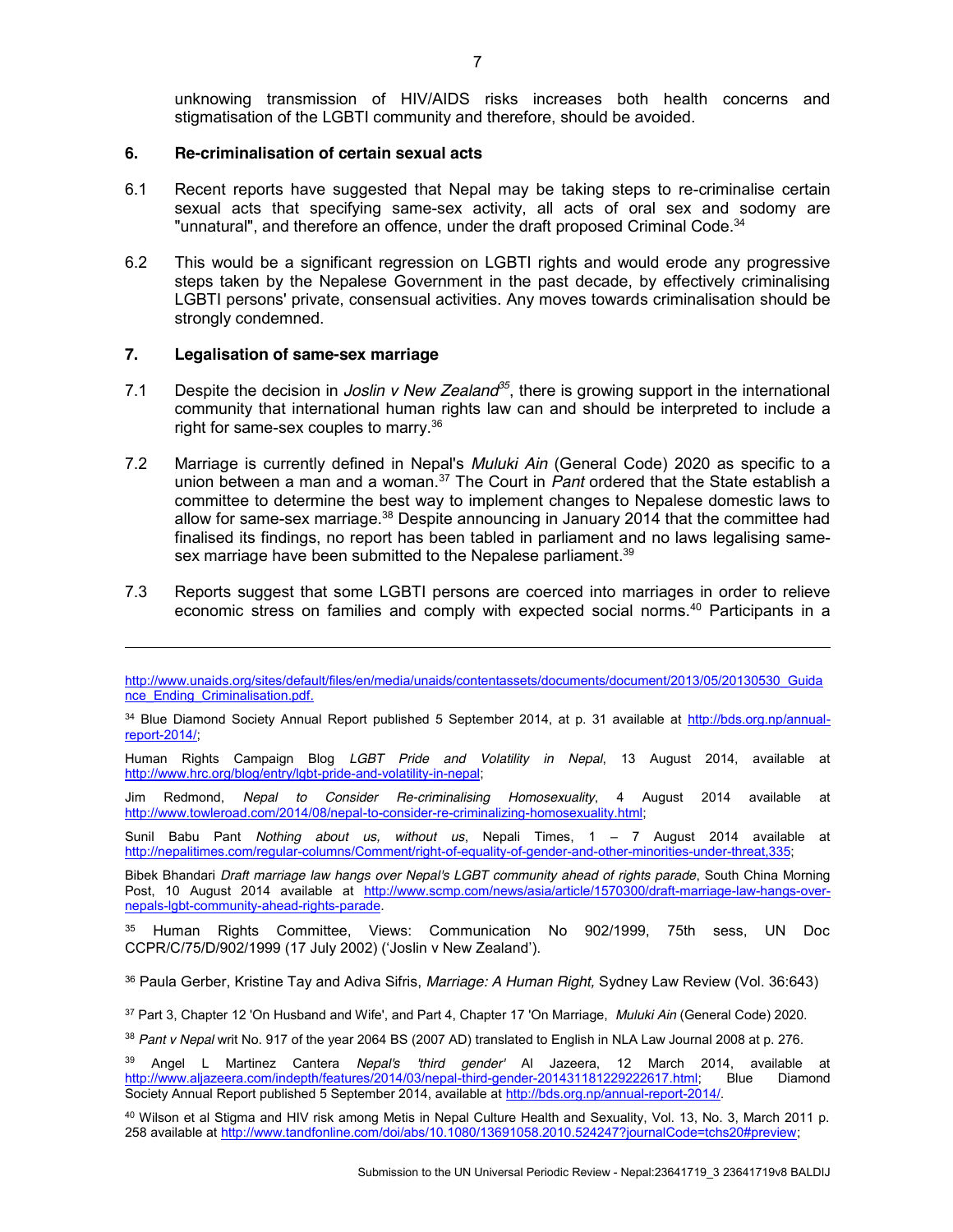unknowing transmission of HIV/AIDS risks increases both health concerns and stigmatisation of the LGBTI community and therefore, should be avoided.

## 6. Re-criminalisation of certain sexual acts

6.1 Recent reports have suggested that Nepal may be taking steps to re-criminalise certain sexual acts that specifying same-sex activity, all acts of oral sex and sodomy are "unnatural", and therefore an offence, under the draft proposed Criminal Code.[34]

6.2 This would be a significant regression on LGBTI rights and would erode any progressive steps taken by the Nepalese Government in the past decade, by effectively criminalising LGBTI persons' private, consensual activities. Any moves towards criminalisation should be strongly condemned.

## 7. Legalisation of same-sex marriage

7.1 Despite the decision in *Joslin v New Zealand*[35], there is growing support in the international community that international human rights law can and should be interpreted to include a right for same-sex couples to marry.[36]

7.2 Marriage is currently defined in Nepal's *Muluki Ain* (General Code) 2020 as specific to a union between a man and a woman.[37] The Court in *Pant* ordered that the State establish a committee to determine the best way to implement changes to Nepalese domestic laws to allow for same-sex marriage.[38] Despite announcing in January 2014 that the committee had finalised its findings, no report has been tabled in parliament and no laws legalising same-sex marriage have been submitted to the Nepalese parliament.[39]

7.3 Reports suggest that some LGBTI persons are coerced into marriages in order to relieve economic stress on families and comply with expected social norms.[40] Participants in a

---

http://www.unaids.org/sites/default/files/en/media/unaids/contentassets/documents/document/2013/05/20130530_Guidance_Ending_Criminalisation.pdf.

[34] Blue Diamond Society Annual Report published 5 September 2014, at p. 31 available at http://bds.org.np/annual-report-2014/;

Human Rights Campaign Blog *LGBT Pride and Volatility in Nepal*, 13 August 2014, available at http://www.hrc.org/blog/entry/lgbt-pride-and-volatility-in-nepal;

Jim Redmond, *Nepal to Consider Re-criminalising Homosexuality*, 4 August 2014 available at http://www.towleroad.com/2014/08/nepal-to-consider-re-criminalizing-homosexuality.html;

Sunil Babu Pant *Nothing about us, without us*, Nepali Times, 1 – 7 August 2014 available at http://nepalitimes.com/regular-columns/Comment/right-of-equality-of-gender-and-other-minorities-under-threat,335;

Bibek Bhandari *Draft marriage law hangs over Nepal's LGBT community ahead of rights parade*, South China Morning Post, 10 August 2014 available at http://www.scmp.com/news/asia/article/1570300/draft-marriage-law-hangs-over-nepals-lgbt-community-ahead-rights-parade.

[35] Human Rights Committee, Views: Communication No 902/1999, 75th sess, UN Doc CCPR/C/75/D/902/1999 (17 July 2002) ('Joslin v New Zealand').

[36] Paula Gerber, Kristine Tay and Adiva Sifris, *Marriage: A Human Right,* Sydney Law Review (Vol. 36:643)

[37] Part 3, Chapter 12 'On Husband and Wife', and Part 4, Chapter 17 'On Marriage, *Muluki Ain* (General Code) 2020.

[38] *Pant v Nepal* writ No. 917 of the year 2064 BS (2007 AD) translated to English in NLA Law Journal 2008 at p. 276.

[39] Angel L Martinez Cantera *Nepal's 'third gender'* Al Jazeera, 12 March 2014, available at http://www.aljazeera.com/indepth/features/2014/03/nepal-third-gender-201431181229222617.html; Blue Diamond Society Annual Report published 5 September 2014, available at http://bds.org.np/annual-report-2014/.

[40] Wilson et al Stigma and HIV risk among Metis in Nepal Culture Health and Sexuality, Vol. 13, No. 3, March 2011 p. 258 available at http://www.tandfonline.com/doi/abs/10.1080/13691058.2010.524247?journalCode=tchs20#preview;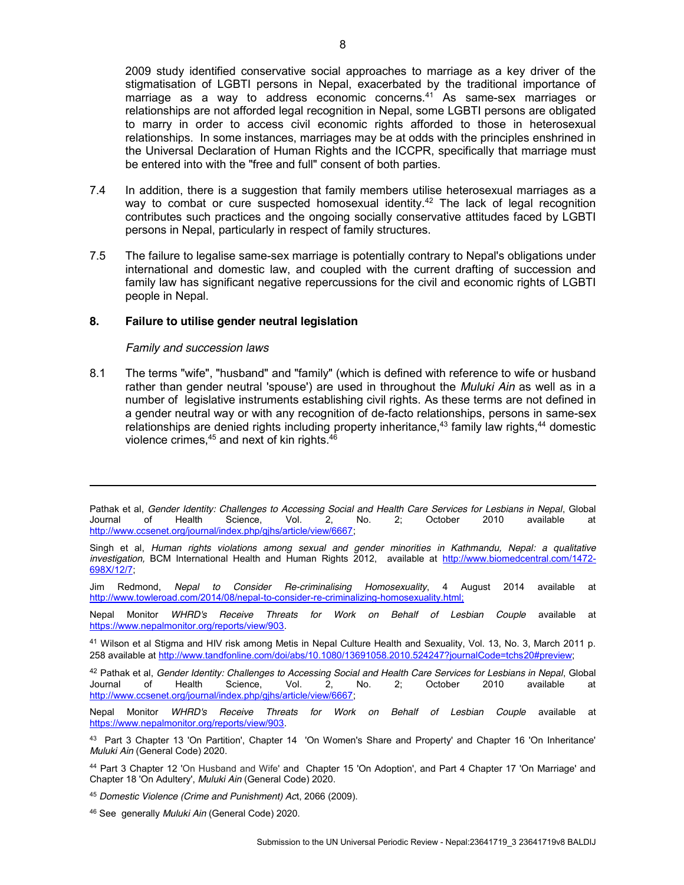2009 study identified conservative social approaches to marriage as a key driver of the stigmatisation of LGBTI persons in Nepal, exacerbated by the traditional importance of marriage as a way to address economic concerns.[41] As same-sex marriages or relationships are not afforded legal recognition in Nepal, some LGBTI persons are obligated to marry in order to access civil economic rights afforded to those in heterosexual relationships. In some instances, marriages may be at odds with the principles enshrined in the Universal Declaration of Human Rights and the ICCPR, specifically that marriage must be entered into with the "free and full" consent of both parties.

7.4 In addition, there is a suggestion that family members utilise heterosexual marriages as a way to combat or cure suspected homosexual identity.[42] The lack of legal recognition contributes such practices and the ongoing socially conservative attitudes faced by LGBTI persons in Nepal, particularly in respect of family structures.

7.5 The failure to legalise same-sex marriage is potentially contrary to Nepal's obligations under international and domestic law, and coupled with the current drafting of succession and family law has significant negative repercussions for the civil and economic rights of LGBTI people in Nepal.

## 8. Failure to utilise gender neutral legislation

*Family and succession laws*

8.1 The terms "wife", "husband" and "family" (which is defined with reference to wife or husband rather than gender neutral 'spouse') are used in throughout the *Muluki Ain* as well as in a number of legislative instruments establishing civil rights. As these terms are not defined in a gender neutral way or with any recognition of de-facto relationships, persons in same-sex relationships are denied rights including property inheritance,[43] family law rights,[44] domestic violence crimes,[45] and next of kin rights.[46]

---

Pathak et al, *Gender Identity: Challenges to Accessing Social and Health Care Services for Lesbians in Nepal*, Global Journal of Health Science, Vol. 2, No. 2; October 2010 available at http://www.ccsenet.org/journal/index.php/gjhs/article/view/6667;

Singh et al, *Human rights violations among sexual and gender minorities in Kathmandu, Nepal: a qualitative investigation,* BCM International Health and Human Rights 2012, available at http://www.biomedcentral.com/1472-698X/12/7;

Jim Redmond, *Nepal to Consider Re-criminalising Homosexuality*, 4 August 2014 available at http://www.towleroad.com/2014/08/nepal-to-consider-re-criminalizing-homosexuality.html;

Nepal Monitor *WHRD's Receive Threats for Work on Behalf of Lesbian Couple* available at https://www.nepalmonitor.org/reports/view/903.

[41] Wilson et al Stigma and HIV risk among Metis in Nepal Culture Health and Sexuality, Vol. 13, No. 3, March 2011 p. 258 available at http://www.tandfonline.com/doi/abs/10.1080/13691058.2010.524247?journalCode=tchs20#preview;

[42] Pathak et al, *Gender Identity: Challenges to Accessing Social and Health Care Services for Lesbians in Nepal*, Global Journal of Health Science, Vol. 2, No. 2; October 2010 available at http://www.ccsenet.org/journal/index.php/gjhs/article/view/6667;

Nepal Monitor *WHRD's Receive Threats for Work on Behalf of Lesbian Couple* available at https://www.nepalmonitor.org/reports/view/903.

[43] Part 3 Chapter 13 'On Partition', Chapter 14 'On Women's Share and Property' and Chapter 16 'On Inheritance' *Muluki Ain* (General Code) 2020.

[44] Part 3 Chapter 12 'On Husband and Wife' and Chapter 15 'On Adoption', and Part 4 Chapter 17 'On Marriage' and Chapter 18 'On Adultery', *Muluki Ain* (General Code) 2020.

[45] *Domestic Violence (Crime and Punishment) Act*, 2066 (2009).

[46] See generally *Muluki Ain* (General Code) 2020.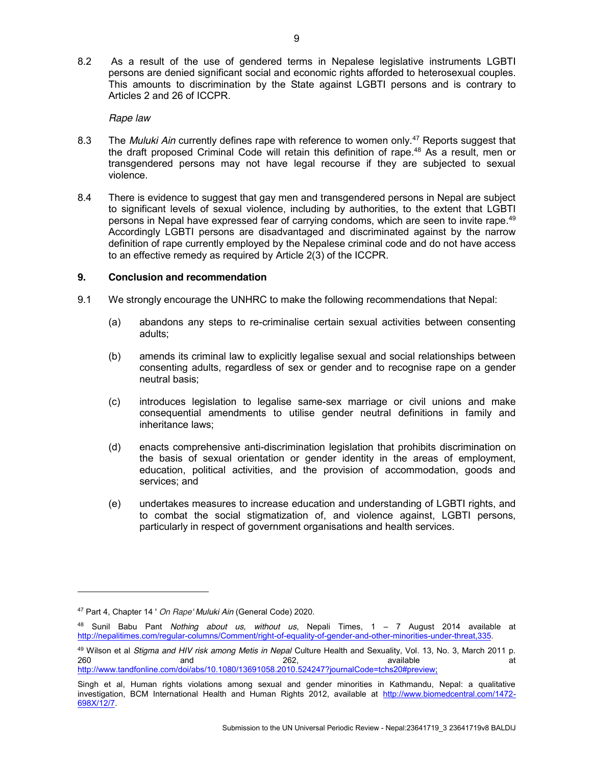8.2 As a result of the use of gendered terms in Nepalese legislative instruments LGBTI persons are denied significant social and economic rights afforded to heterosexual couples. This amounts to discrimination by the State against LGBTI persons and is contrary to Articles 2 and 26 of ICCPR.

*Rape law*

8.3 The *Muluki Ain* currently defines rape with reference to women only.[47] Reports suggest that the draft proposed Criminal Code will retain this definition of rape.[48] As a result, men or transgendered persons may not have legal recourse if they are subjected to sexual violence.

8.4 There is evidence to suggest that gay men and transgendered persons in Nepal are subject to significant levels of sexual violence, including by authorities, to the extent that LGBTI persons in Nepal have expressed fear of carrying condoms, which are seen to invite rape.[49] Accordingly LGBTI persons are disadvantaged and discriminated against by the narrow definition of rape currently employed by the Nepalese criminal code and do not have access to an effective remedy as required by Article 2(3) of the ICCPR.

## 9. Conclusion and recommendation

9.1 We strongly encourage the UNHRC to make the following recommendations that Nepal:

(a) abandons any steps to re-criminalise certain sexual activities between consenting adults;

(b) amends its criminal law to explicitly legalise sexual and social relationships between consenting adults, regardless of sex or gender and to recognise rape on a gender neutral basis;

(c) introduces legislation to legalise same-sex marriage or civil unions and make consequential amendments to utilise gender neutral definitions in family and inheritance laws;

(d) enacts comprehensive anti-discrimination legislation that prohibits discrimination on the basis of sexual orientation or gender identity in the areas of employment, education, political activities, and the provision of accommodation, goods and services; and

(e) undertakes measures to increase education and understanding of LGBTI rights, and to combat the social stigmatization of, and violence against, LGBTI persons, particularly in respect of government organisations and health services.

---

[47] Part 4, Chapter 14 ' *On Rape' Muluki Ain* (General Code) 2020.

[48] Sunil Babu Pant *Nothing about us, without us*, Nepali Times, 1 – 7 August 2014 available at http://nepalitimes.com/regular-columns/Comment/right-of-equality-of-gender-and-other-minorities-under-threat,335.

[49] Wilson et al *Stigma and HIV risk among Metis in Nepal* Culture Health and Sexuality, Vol. 13, No. 3, March 2011 p. 260 and 262, available at http://www.tandfonline.com/doi/abs/10.1080/13691058.2010.524247?journalCode=tchs20#preview;

Singh et al, Human rights violations among sexual and gender minorities in Kathmandu, Nepal: a qualitative investigation, BCM International Health and Human Rights 2012, available at http://www.biomedcentral.com/1472-698X/12/7.